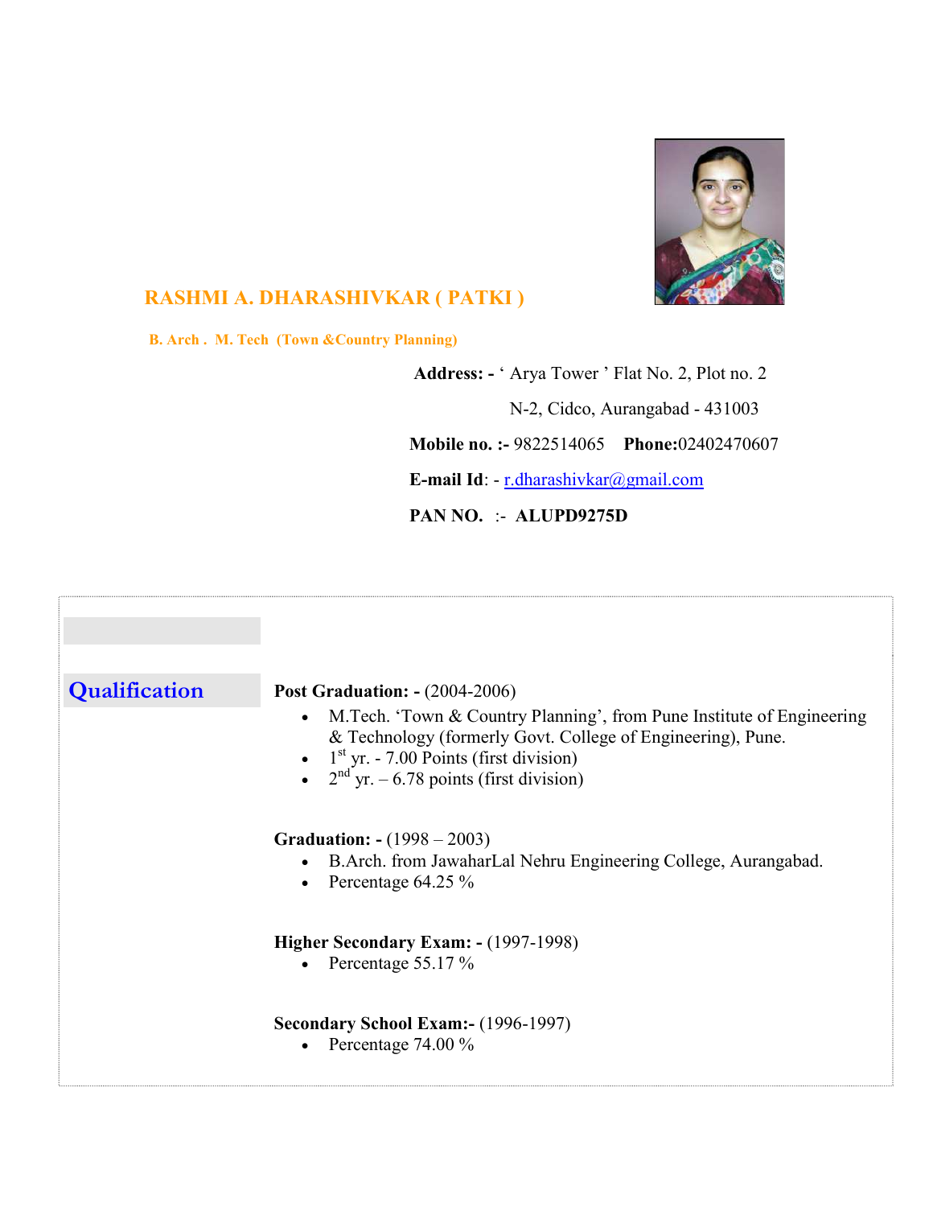# RASHMI A. DHARASHIVKAR ( PATKI )

**B. Arch . M. Tech (Town &Country Planning)**

**Address: -** ' Arya Tower ' Flat No. 2, Plot no. 2
N-2, Cidco, Aurangabad - 431003

**Mobile no. :-** 9822514065 **Phone:**02402470607

**E-mail Id**: - r.dharashivkar@gmail.com

**PAN NO. :- ALUPD9275D**

## Qualification

**Post Graduation: -** (2004-2006)

- M.Tech. 'Town & Country Planning', from Pune Institute of Engineering & Technology (formerly Govt. College of Engineering), Pune.
- 1st yr. - 7.00 Points (first division)
- 2nd yr. – 6.78 points (first division)

**Graduation: -** (1998 – 2003)

- B.Arch. from JawaharLal Nehru Engineering College, Aurangabad.
- Percentage 64.25 %

**Higher Secondary Exam: -** (1997-1998)

- Percentage 55.17 %

**Secondary School Exam:-** (1996-1997)

- Percentage 74.00 %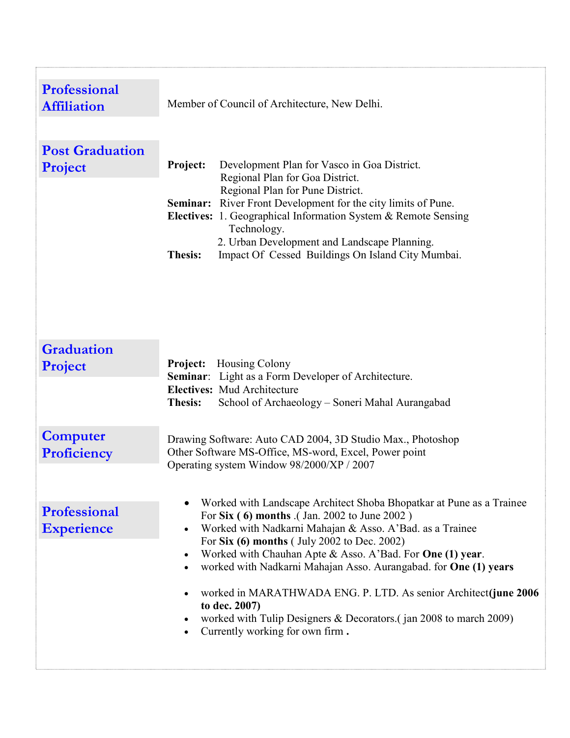## Professional Affiliation

Member of Council of Architecture, New Delhi.

## Post Graduation Project

**Project:** Development Plan for Vasco in Goa District.
Regional Plan for Goa District.
Regional Plan for Pune District.

**Seminar:** River Front Development for the city limits of Pune.

**Electives:**
1. Geographical Information System & Remote Sensing Technology.
2. Urban Development and Landscape Planning.

**Thesis:** Impact Of Cessed Buildings On Island City Mumbai.

## Graduation Project

**Project:** Housing Colony

**Seminar**: Light as a Form Developer of Architecture.

**Electives:** Mud Architecture

**Thesis:** School of Archaeology – Soneri Mahal Aurangabad

## Computer Proficiency

Drawing Software: Auto CAD 2004, 3D Studio Max., Photoshop
Other Software MS-Office, MS-word, Excel, Power point
Operating system Window 98/2000/XP / 2007

## Professional Experience

- Worked with Landscape Architect Shoba Bhopatkar at Pune as a Trainee For **Six ( 6) months** .( Jan. 2002 to June 2002 )
- Worked with Nadkarni Mahajan & Asso. A'Bad. as a Trainee For **Six (6) months** ( July 2002 to Dec. 2002)
- Worked with Chauhan Apte & Asso. A'Bad. For **One (1) year**.
- worked with Nadkarni Mahajan Asso. Aurangabad. for **One (1) years**
- worked in MARATHWADA ENG. P. LTD. As senior Architect**(june 2006 to dec. 2007)**
- worked with Tulip Designers & Decorators.( jan 2008 to march 2009)
- Currently working for own firm **.**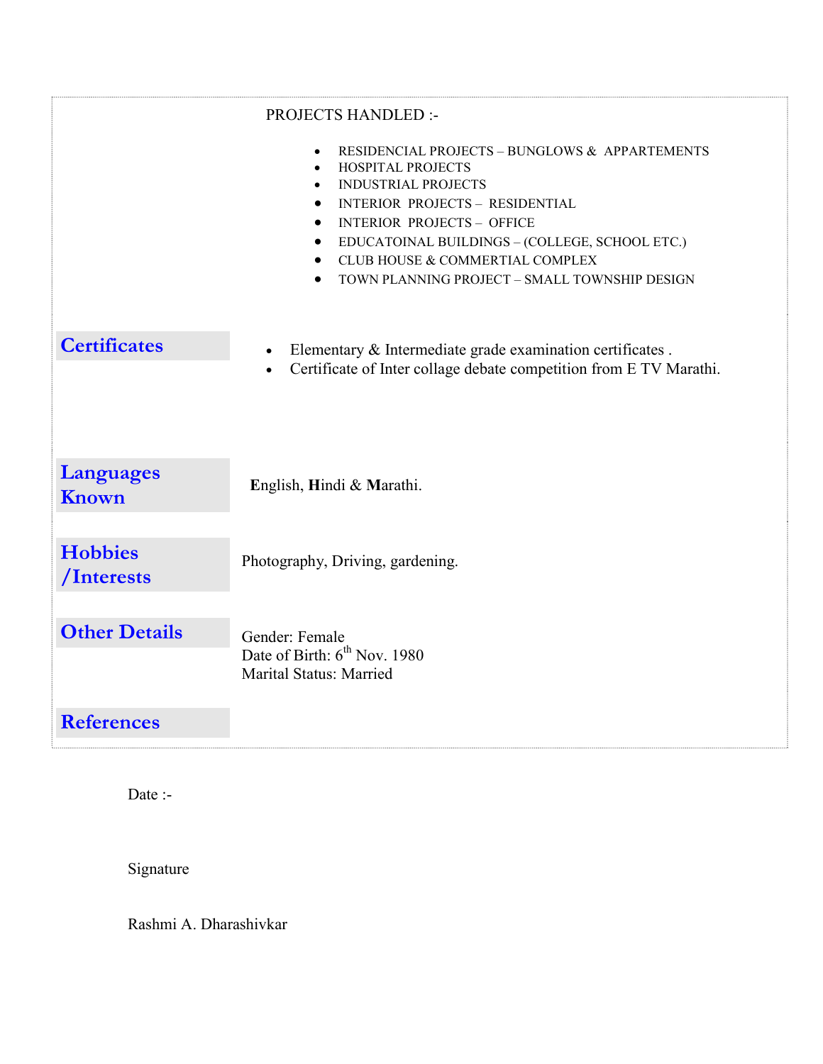PROJECTS HANDLED :-

- RESIDENCIAL PROJECTS – BUNGLOWS & APPARTEMENTS
- HOSPITAL PROJECTS
- INDUSTRIAL PROJECTS
- INTERIOR PROJECTS – RESIDENTIAL
- INTERIOR PROJECTS – OFFICE
- EDUCATOINAL BUILDINGS – (COLLEGE, SCHOOL ETC.)
- CLUB HOUSE & COMMERTIAL COMPLEX
- TOWN PLANNING PROJECT – SMALL TOWNSHIP DESIGN

## Certificates

- Elementary & Intermediate grade examination certificates .
- Certificate of Inter collage debate competition from E TV Marathi.

## Languages Known

**E**nglish, **H**indi & **M**arathi.

## Hobbies /Interests

Photography, Driving, gardening.

## Other Details

Gender: Female
Date of Birth: 6th Nov. 1980
Marital Status: Married

## References

Date :-

Signature

Rashmi A. Dharashivkar